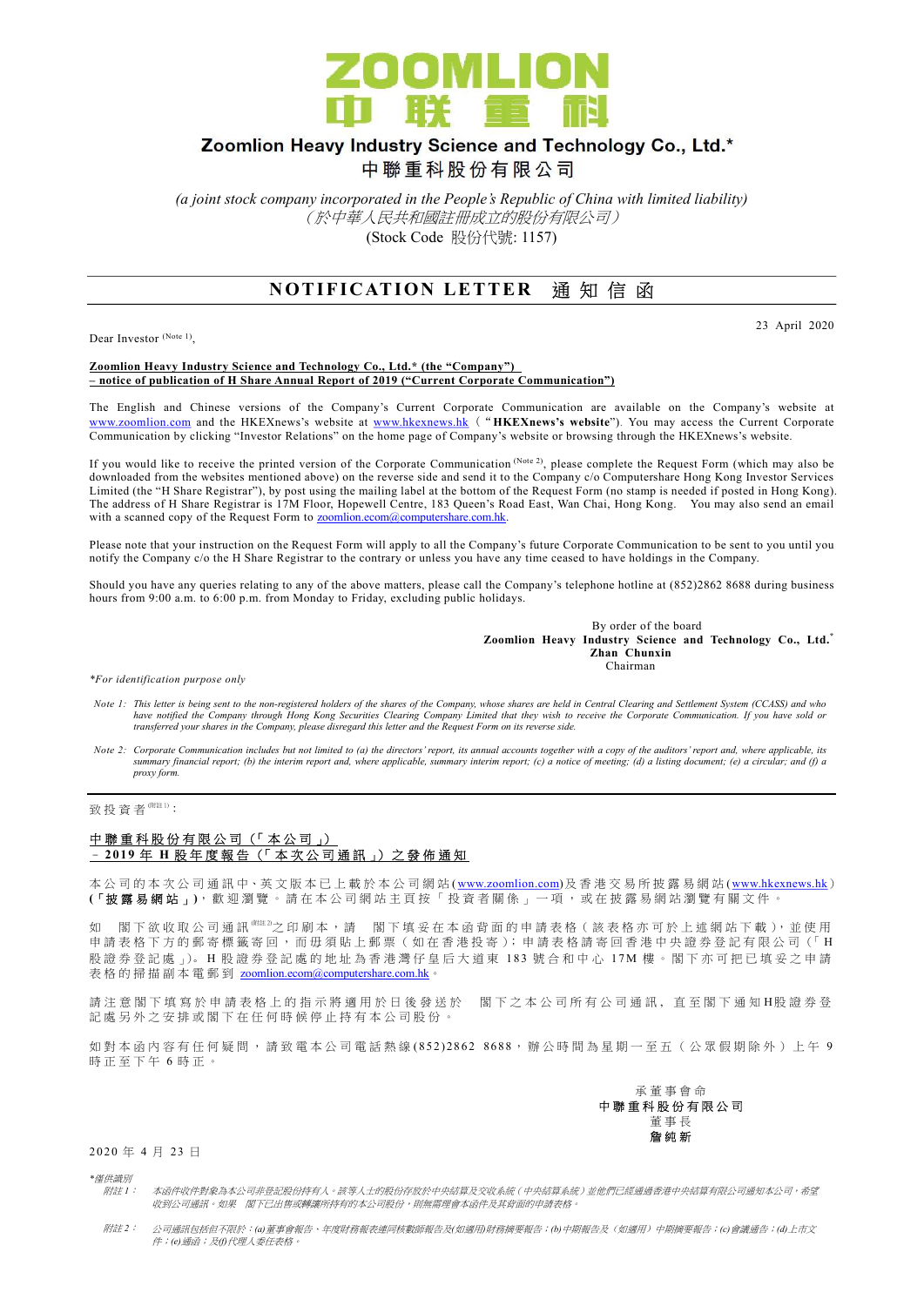# ZOOMLION
# 中 联 重 科

## Zoomlion Heavy Industry Science and Technology Co., Ltd.*
## 中聯重科股份有限公司

*(a joint stock company incorporated in the People's Republic of China with limited liability)*
*（於中華人民共和國註冊成立的股份有限公司）*
(Stock Code 股份代號: 1157)

## NOTIFICATION LETTER 通知信函

23 April 2020

Dear Investor (Note 1),

**Zoomlion Heavy Industry Science and Technology Co., Ltd.* (the "Company") – notice of publication of H Share Annual Report of 2019 ("Current Corporate Communication")**

The English and Chinese versions of the Company's Current Corporate Communication are available on the Company's website at www.zoomlion.com and the HKEXnews's website at www.hkexnews.hk ("**HKEXnews's website**"). You may access the Current Corporate Communication by clicking "Investor Relations" on the home page of Company's website or browsing through the HKEXnews's website.

If you would like to receive the printed version of the Corporate Communication (Note 2), please complete the Request Form (which may also be downloaded from the websites mentioned above) on the reverse side and send it to the Company c/o Computershare Hong Kong Investor Services Limited (the "H Share Registrar"), by post using the mailing label at the bottom of the Request Form (no stamp is needed if posted in Hong Kong). The address of H Share Registrar is 17M Floor, Hopewell Centre, 183 Queen's Road East, Wan Chai, Hong Kong. You may also send an email with a scanned copy of the Request Form to zoomlion.ecom@computershare.com.hk.

Please note that your instruction on the Request Form will apply to all the Company's future Corporate Communication to be sent to you until you notify the Company c/o the H Share Registrar to the contrary or unless you have at any time ceased to have holdings in the Company.

Should you have any queries relating to any of the above matters, please call the Company's telephone hotline at (852)2862 8688 during business hours from 9:00 a.m. to 6:00 p.m. from Monday to Friday, excluding public holidays.

By order of the board
**Zoomlion Heavy Industry Science and Technology Co., Ltd.***
**Zhan Chunxin**
Chairman

*\*For identification purpose only*

*Note 1: This letter is being sent to the non-registered holders of the shares of the Company, whose shares are held in Central Clearing and Settlement System (CCASS) and who have notified the Company through Hong Kong Securities Clearing Company Limited that they wish to receive the Corporate Communication. If you have sold or transferred your shares in the Company, please disregard this letter and the Request Form on its reverse side.*

*Note 2: Corporate Communication includes but not limited to (a) the directors' report, its annual accounts together with a copy of the auditors' report and, where applicable, its summary financial report; (b) the interim report and, where applicable, summary interim report; (c) a notice of meeting; (d) a listing document; (e) a circular; and (f) a proxy form.*

---

致投資者(附註1)：

**中聯重科股份有限公司（「本公司」）– 2019年H股年度報告（「本次公司通訊」）之發佈通知**

本公司的本次公司通訊中、英文版本已上載於本公司網站(www.zoomlion.com)及香港交易所披露易網站(www.hkexnews.hk)（「**披露易網站**」)，歡迎瀏覽。請在本公司網站主頁按「投資者關係」一項，或在披露易網站瀏覽有關文件。

如 閣下欲收取公司通訊(附註2)之印刷本，請 閣下填妥在本函背面的申請表格（該表格亦可於上述網站下載），並使用申請表格下方的郵寄標籤寄回，而毋須貼上郵票（如在香港投寄）；申請表格請寄回香港中央證券登記有限公司（「H股證券登記處」）。H股證券登記處的地址為香港灣仔皇后大道東183號合和中心17M樓。閣下亦可把已填妥之申請表格的掃描副本電郵到 zoomlion.ecom@computershare.com.hk。

請注意閣下填寫於申請表格上的指示將適用於日後發送於 閣下之本公司所有公司通訊，直至閣下通知H股證券登記處另外之安排或閣下在任何時候停止持有本公司股份。

如對本函內容有任何疑問，請致電本公司電話熱線(852)2862 8688，辦公時間為星期一至五（公眾假期除外）上午9時正至下午6時正。

承董事會命
**中聯重科股份有限公司**
董事長
**詹純新**

2020年4月23日

*\*僅供識別*

*附註1： 本函件收件對象為本公司非登記股份持有人。該等人士的股份存放於中央結算及交收系統（中央結算系統）並他們已經通過香港中央結算有限公司通知本公司，希望收到公司通訊。如果 閣下已出售或轉讓所持有的本公司股份，則無需理會本函件及其背面的申請表格。*

*附註2： 公司通訊包括但不限於：(a)董事會報告、年度財務報表連同核數師報告及(如適用)財務摘要報告；(b)中期報告及（如適用）中期摘要報告；(c)會議通告；(d)上市文件；(e)通函；及(f)代理人委任表格。*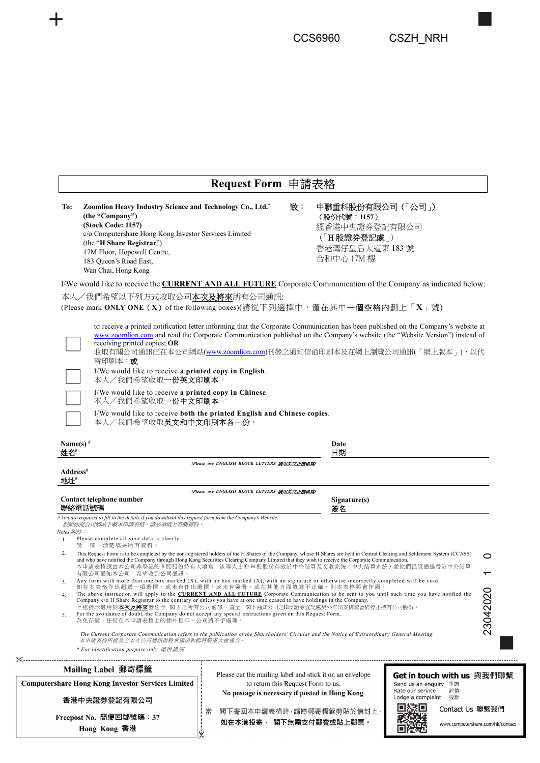CCS6960 CSZH_NRH

# Request Form 申請表格

**To:** **Zoomlion Heavy Industry Science and Technology Co., Ltd.*** **(the "Company")** **(Stock Code: 1157)**
c/o Computershare Hong Kong Investor Services Limited
(the "**H Share Registrar**")
17M Floor, Hopewell Centre,
183 Queen's Road East,
Wan Chai, Hong Kong

致： 中聯重科股份有限公司（「公司」）
（股份代號：1157）
經香港中央證券登記有限公司
（「H股證券登記處」）
香港灣仔皇后大道東183號
合和中心17M樓

I/We would like to receive the **CURRENT AND ALL FUTURE** Corporate Communication of the Company as indicated below:
本人／我們希望以下列方式收取公司**本次及將來**所有公司通訊:
(Please mark **ONLY ONE**（**X**）of the following boxes)(請從下列選擇中，僅在其中**一個空格**內劃上「**X**」號)

- ☐ to receive a printed notification letter informing that the Corporate Communication has been published on the Company's website at www.zoomlion.com and read the Corporate Communication published on the Company's website (the "Website Version") instead of receiving printed copies; **OR**
  收取有關公司通訊已在本公司網站(www.zoomlion.com)刊發之通知信函印刷本及在網上瀏覽公司通訊(「網上版本」)，以代替印刷本；**或**
- ☐ I/We would like to receive **a printed copy in English**.
  本人／我們希望收取**一份英文印刷本**。
- ☐ I/We would like to receive **a printed copy in Chinese**.
  本人／我們希望收取**一份中文印刷本**。
- ☐ I/We would like to receive **both the printed English and Chinese copies**.
  本人／我們希望收取**英文和中文印刷本各一份**。

**Name(s)**[#] 姓名[#] ____________________ **Date** 日期 ____________________

*(Please use ENGLISH BLOCK LETTERS 請用英文正楷填寫)*

**Address**[#] 地址[#] ____________________

*(Please use ENGLISH BLOCK LETTERS 請用英文正楷填寫)*

**Contact telephone number** 聯絡電話號碼 ____________________ **Signature(s)** 簽名 ____________________

*# You are required to fill in the details if you download this request form from the Company's Website.*
*假如你從公司網站下載本申請表格，請必須填上有關資料。*

*Notes 附註：*

1. Please complete all your details clearly.
   請 閣下清楚填妥所有資料。
2. This Request Form is to be completed by the non-registered holders of the H Shares of the Company, whose H Shares are held in Central Clearing and Settlement System (CCASS) and who have notified the Company through Hong Kong Securities Clearing Company Limited that they wish to receive the Corporate Communication.
   本申請表格應由本公司非登記的H股股份持有人填寫。該等人士的H股股份存放於中央結算及交收系統（中央結算系統）並他們已經通過香港中央結算有限公司通知本公司，希望收到公司通訊。
3. Any form with more than one box marked (X), with no box marked (X), with no signature or otherwise incorrectly completed will be void.
   如在本表格作出超過一項選擇、或未有作出選擇、或未有簽署、或在其他方面填寫不正確，則本表格將會作廢。
4. The above instruction will apply to the **CURRENT AND ALL FUTURE** Corporate Communication to be sent to you until such time you have notified the Company c/o H Share Registrar to the contrary or unless you have at one time ceased to have holdings in the Company.
   上述指示適用於**本次及將來**發送予 閣下之所有公司通訊，直至 閣下通知公司之H股證券登記處另外作出安排或曾經停止持有公司股份。
5. For the avoidance of doubt, the Company do not accept any special instructions given on this Request Form.
   為免存疑，任何在本申請表格上的額外指示，公司將不予處理。

*The Current Corporate Communication refers to the publication of the Shareholders' Circular and the Notice of Extraordinary General Meeting.*
*本申請表格所提及之本次公司通訊指股東通函和臨時股東大會通告。*

*\* For identification purpose only 僅供識別*

23042020 1 0

---

**Mailing Label 郵寄標籤**

**Computershare Hong Kong Investor Services Limited**
**香港中央證券登記有限公司**
**Freepost No. 簡便回郵號碼：37**
**Hong Kong 香港**

Please cut the mailing label and stick it on an envelope to return this Request Form to us.
**No postage is necessary if posted in Hong Kong.**
當 閣下寄回本申請表格時，請將郵寄標籤剪貼於信封上。
**如在本港投寄， 閣下無需支付郵費或貼上郵票。**

**Get in touch with us 與我們聯繫**
Send us an enquiry 垂詢
Rate our service 評價
Lodge a complaint 投訴
Contact Us 聯繫我們
www.computershare.com/hk/contact